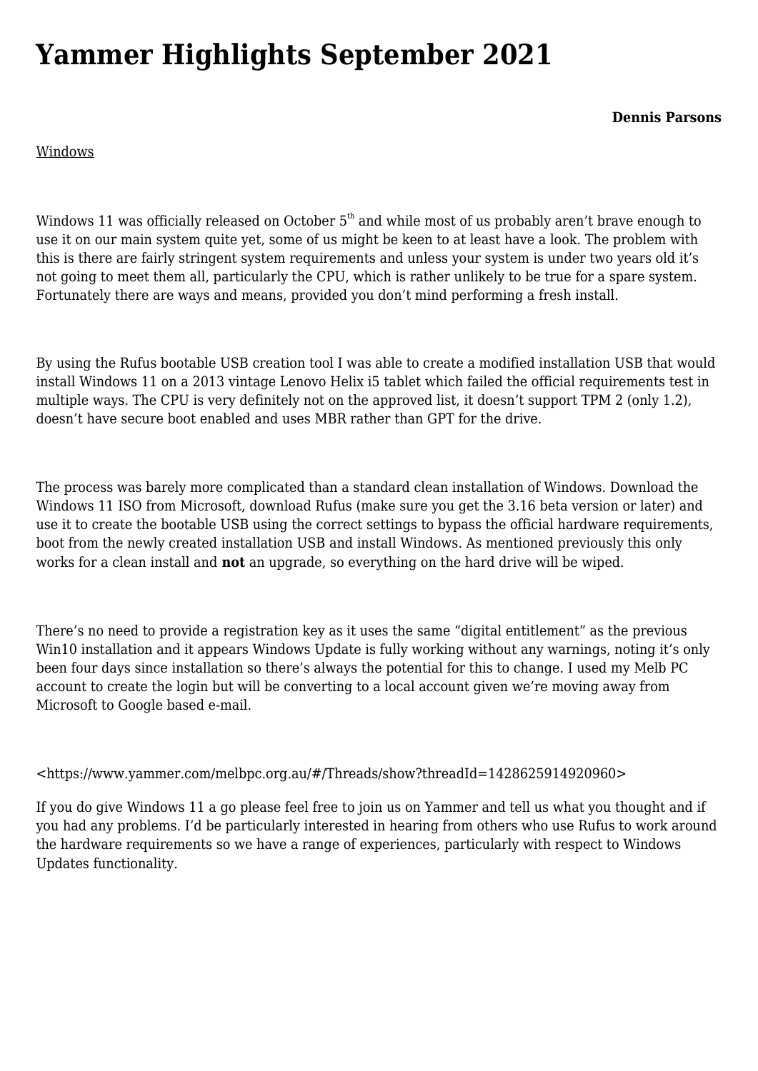# Yammer Highlights September 2021

**Dennis Parsons**

Windows

Windows 11 was officially released on October 5th and while most of us probably aren't brave enough to use it on our main system quite yet, some of us might be keen to at least have a look. The problem with this is there are fairly stringent system requirements and unless your system is under two years old it's not going to meet them all, particularly the CPU, which is rather unlikely to be true for a spare system. Fortunately there are ways and means, provided you don't mind performing a fresh install.

By using the Rufus bootable USB creation tool I was able to create a modified installation USB that would install Windows 11 on a 2013 vintage Lenovo Helix i5 tablet which failed the official requirements test in multiple ways. The CPU is very definitely not on the approved list, it doesn't support TPM 2 (only 1.2), doesn't have secure boot enabled and uses MBR rather than GPT for the drive.

The process was barely more complicated than a standard clean installation of Windows. Download the Windows 11 ISO from Microsoft, download Rufus (make sure you get the 3.16 beta version or later) and use it to create the bootable USB using the correct settings to bypass the official hardware requirements, boot from the newly created installation USB and install Windows. As mentioned previously this only works for a clean install and **not** an upgrade, so everything on the hard drive will be wiped.

There's no need to provide a registration key as it uses the same "digital entitlement" as the previous Win10 installation and it appears Windows Update is fully working without any warnings, noting it's only been four days since installation so there's always the potential for this to change. I used my Melb PC account to create the login but will be converting to a local account given we're moving away from Microsoft to Google based e-mail.

<https://www.yammer.com/melbpc.org.au/#/Threads/show?threadId=1428625914920960>

If you do give Windows 11 a go please feel free to join us on Yammer and tell us what you thought and if you had any problems. I'd be particularly interested in hearing from others who use Rufus to work around the hardware requirements so we have a range of experiences, particularly with respect to Windows Updates functionality.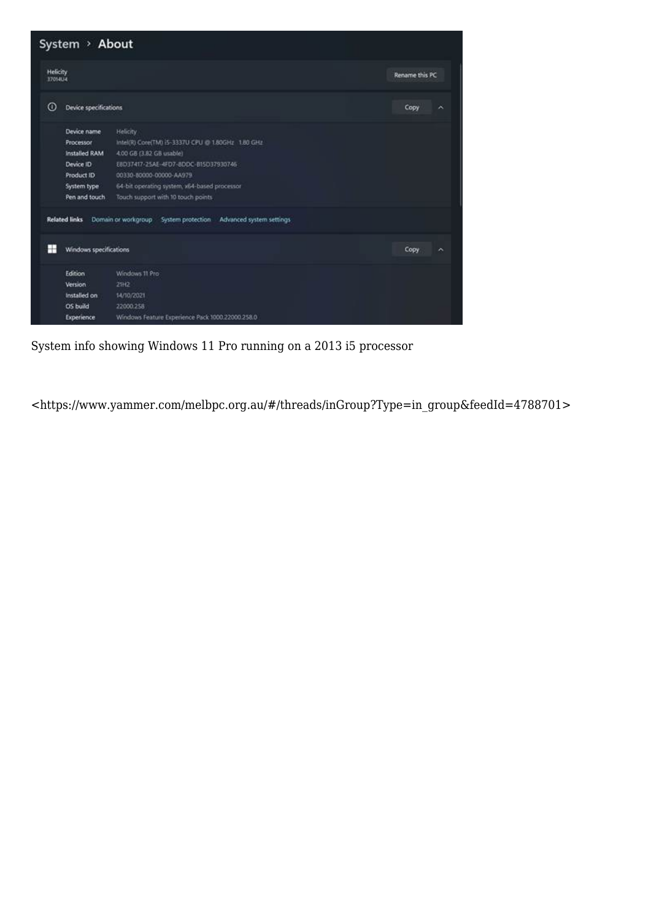System › About

Helicity
37014U4

Rename this PC

Device specifications

Copy

| | |
|---|---|
| Device name | Helicity |
| Processor | Intel(R) Core(TM) i5-3337U CPU @ 1.80GHz 1.80 GHz |
| Installed RAM | 4.00 GB (3.82 GB usable) |
| Device ID | E8D37417-25AE-4FD7-8DDC-B15D37930746 |
| Product ID | 00330-80000-00000-AA979 |
| System type | 64-bit operating system, x64-based processor |
| Pen and touch | Touch support with 10 touch points |

Related links Domain or workgroup System protection Advanced system settings

Windows specifications

Copy

| | |
|---|---|
| Edition | Windows 11 Pro |
| Version | 21H2 |
| Installed on | 14/10/2021 |
| OS build | 22000.258 |
| Experience | Windows Feature Experience Pack 1000.22000.258.0 |

System info showing Windows 11 Pro running on a 2013 i5 processor

<https://www.yammer.com/melbpc.org.au/#/threads/inGroup?Type=in_group&feedId=4788701>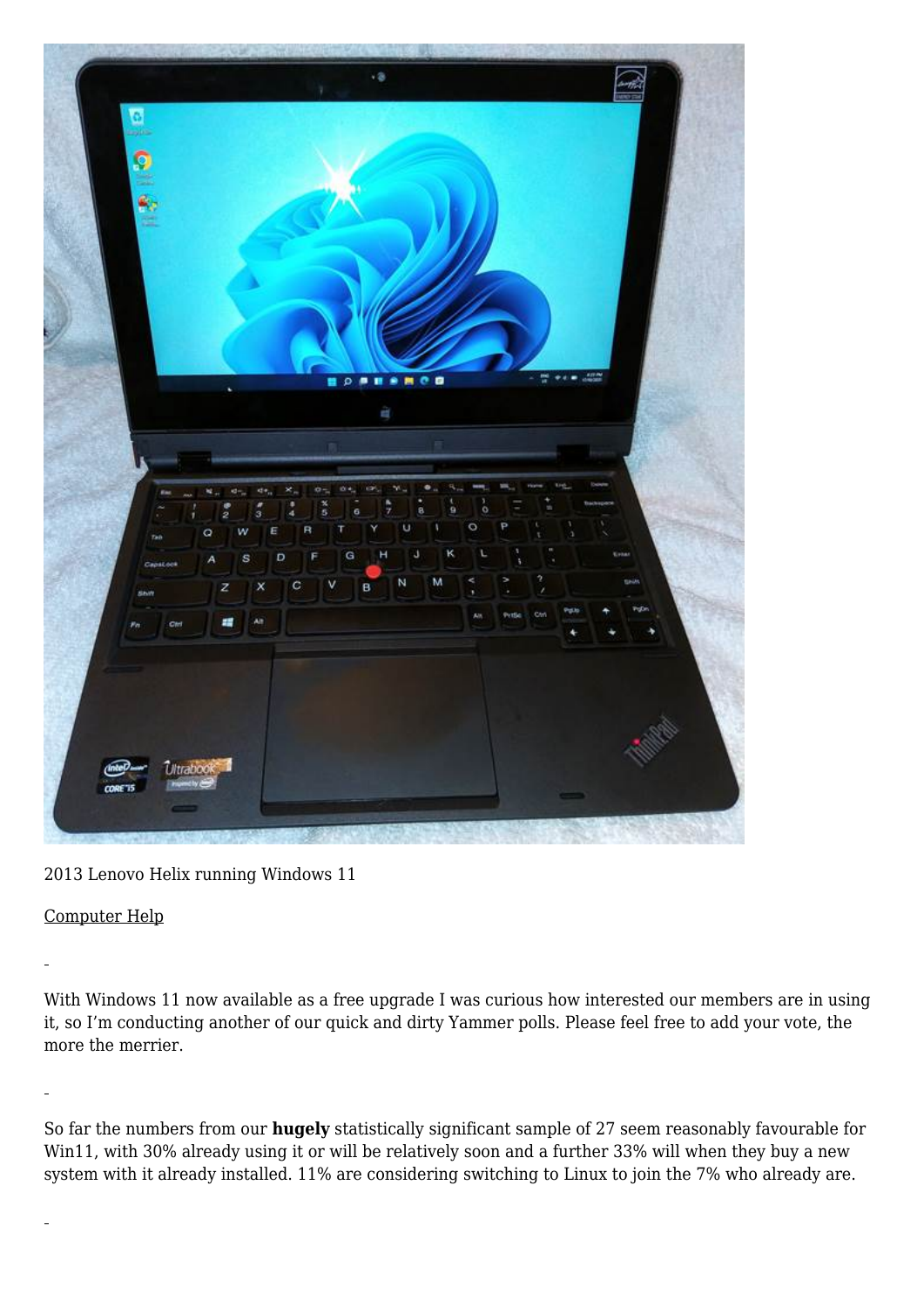2013 Lenovo Helix running Windows 11

Computer Help

With Windows 11 now available as a free upgrade I was curious how interested our members are in using it, so I'm conducting another of our quick and dirty Yammer polls. Please feel free to add your vote, the more the merrier.

So far the numbers from our **hugely** statistically significant sample of 27 seem reasonably favourable for Win11, with 30% already using it or will be relatively soon and a further 33% will when they buy a new system with it already installed. 11% are considering switching to Linux to join the 7% who already are.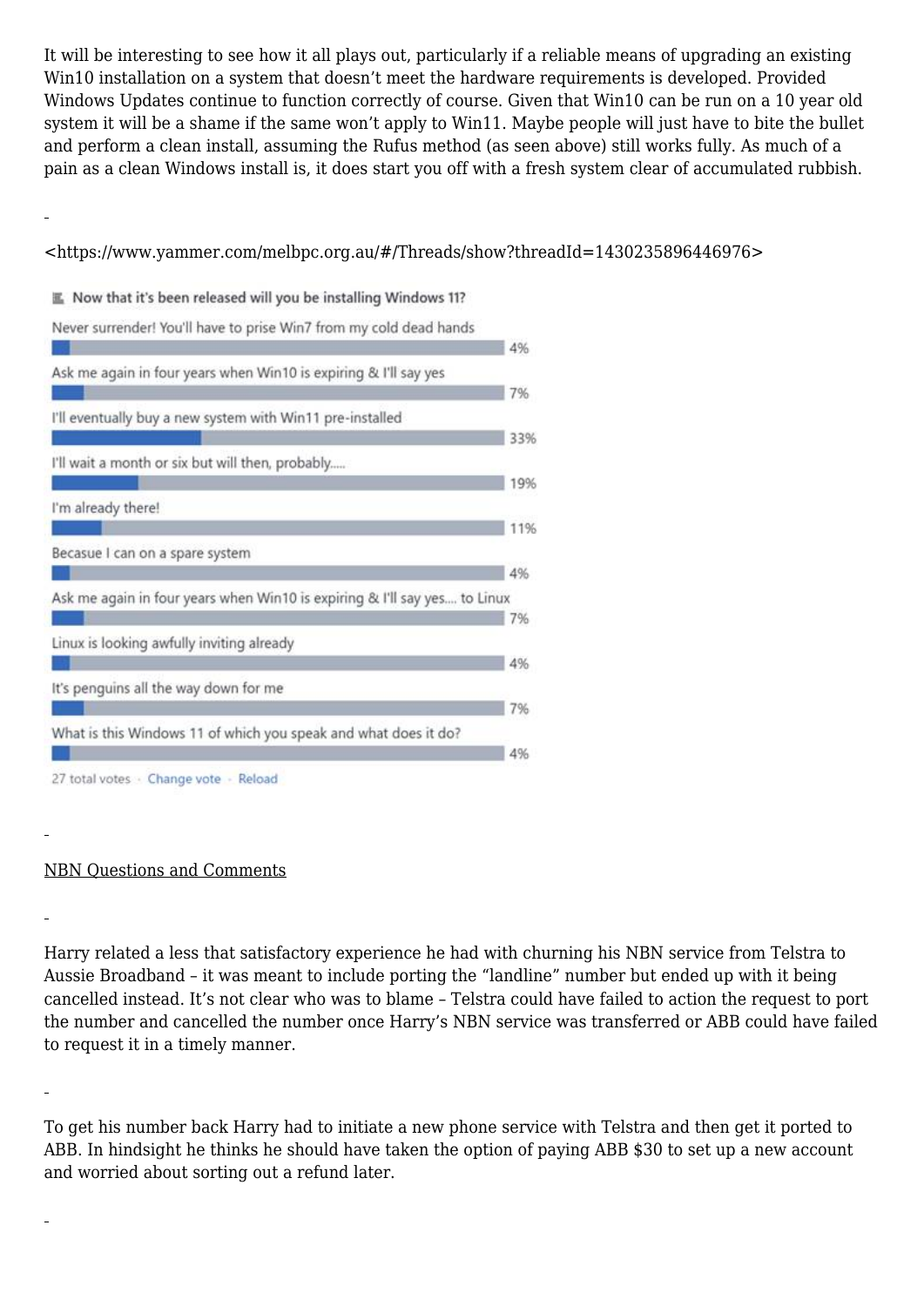It will be interesting to see how it all plays out, particularly if a reliable means of upgrading an existing Win10 installation on a system that doesn't meet the hardware requirements is developed. Provided Windows Updates continue to function correctly of course. Given that Win10 can be run on a 10 year old system it will be a shame if the same won't apply to Win11. Maybe people will just have to bite the bullet and perform a clean install, assuming the Rufus method (as seen above) still works fully. As much of a pain as a clean Windows install is, it does start you off with a fresh system clear of accumulated rubbish.

<https://www.yammer.com/melbpc.org.au/#/Threads/show?threadId=1430235896446976>

**Now that it's been released will you be installing Windows 11?**

| Option | Votes |
|---|---|
| Never surrender! You'll have to prise Win7 from my cold dead hands | 4% |
| Ask me again in four years when Win10 is expiring & I'll say yes | 7% |
| I'll eventually buy a new system with Win11 pre-installed | 33% |
| I'll wait a month or six but will then, probably..... | 19% |
| I'm already there! | 11% |
| Becasue I can on a spare system | 4% |
| Ask me again in four years when Win10 is expiring & I'll say yes.... to Linux | 7% |
| Linux is looking awfully inviting already | 4% |
| It's penguins all the way down for me | 7% |
| What is this Windows 11 of which you speak and what does it do? | 4% |

27 total votes · Change vote · Reload

## NBN Questions and Comments

Harry related a less that satisfactory experience he had with churning his NBN service from Telstra to Aussie Broadband – it was meant to include porting the "landline" number but ended up with it being cancelled instead. It's not clear who was to blame – Telstra could have failed to action the request to port the number and cancelled the number once Harry's NBN service was transferred or ABB could have failed to request it in a timely manner.

To get his number back Harry had to initiate a new phone service with Telstra and then get it ported to ABB. In hindsight he thinks he should have taken the option of paying ABB $30 to set up a new account and worried about sorting out a refund later.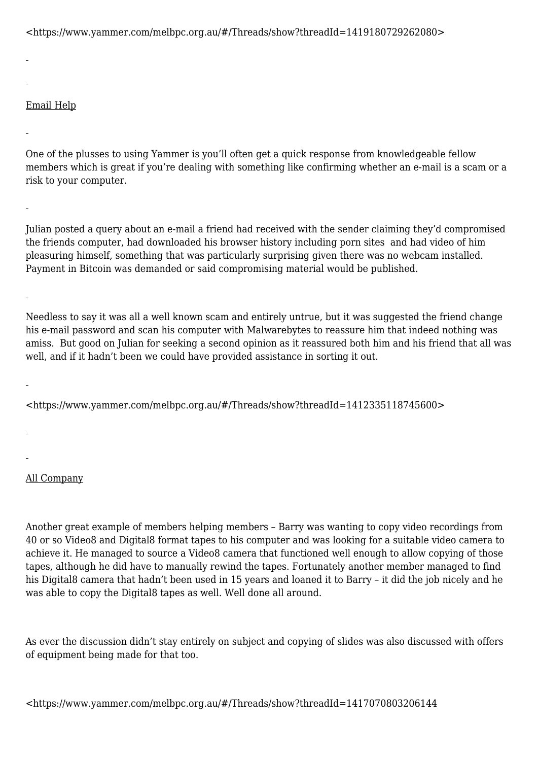<https://www.yammer.com/melbpc.org.au/#/Threads/show?threadId=1419180729262080>

Email Help

One of the plusses to using Yammer is you'll often get a quick response from knowledgeable fellow members which is great if you're dealing with something like confirming whether an e-mail is a scam or a risk to your computer.

Julian posted a query about an e-mail a friend had received with the sender claiming they'd compromised the friends computer, had downloaded his browser history including porn sites and had video of him pleasuring himself, something that was particularly surprising given there was no webcam installed. Payment in Bitcoin was demanded or said compromising material would be published.

Needless to say it was all a well known scam and entirely untrue, but it was suggested the friend change his e-mail password and scan his computer with Malwarebytes to reassure him that indeed nothing was amiss. But good on Julian for seeking a second opinion as it reassured both him and his friend that all was well, and if it hadn't been we could have provided assistance in sorting it out.

<https://www.yammer.com/melbpc.org.au/#/Threads/show?threadId=1412335118745600>

All Company

Another great example of members helping members – Barry was wanting to copy video recordings from 40 or so Video8 and Digital8 format tapes to his computer and was looking for a suitable video camera to achieve it. He managed to source a Video8 camera that functioned well enough to allow copying of those tapes, although he did have to manually rewind the tapes. Fortunately another member managed to find his Digital8 camera that hadn't been used in 15 years and loaned it to Barry – it did the job nicely and he was able to copy the Digital8 tapes as well. Well done all around.

As ever the discussion didn't stay entirely on subject and copying of slides was also discussed with offers of equipment being made for that too.

<https://www.yammer.com/melbpc.org.au/#/Threads/show?threadId=1417070803206144